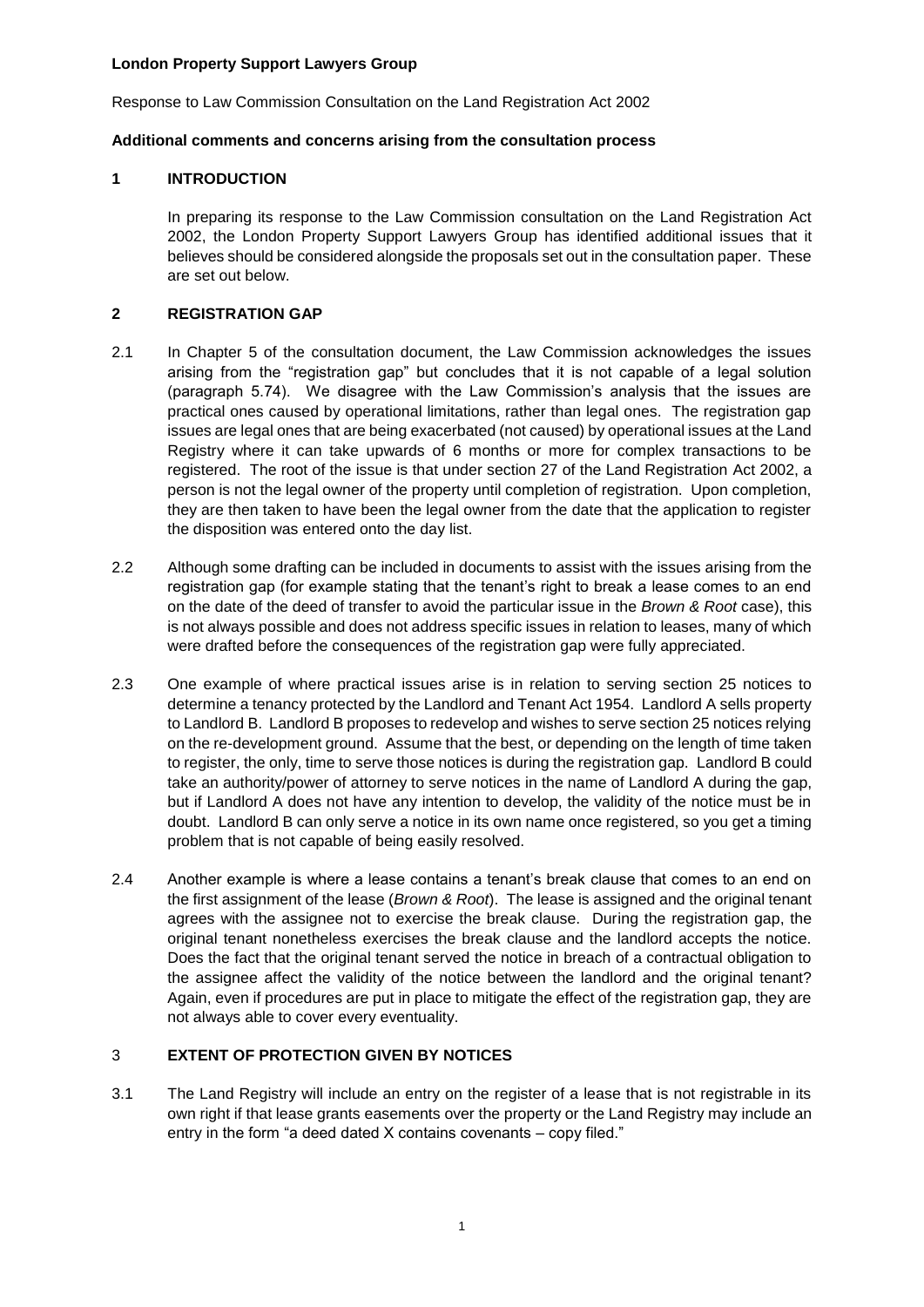**London Property Support Lawyers Group**

Response to Law Commission Consultation on the Land Registration Act 2002

**Additional comments and concerns arising from the consultation process**

## 1 INTRODUCTION

In preparing its response to the Law Commission consultation on the Land Registration Act 2002, the London Property Support Lawyers Group has identified additional issues that it believes should be considered alongside the proposals set out in the consultation paper. These are set out below.

## 2 REGISTRATION GAP

2.1 In Chapter 5 of the consultation document, the Law Commission acknowledges the issues arising from the "registration gap" but concludes that it is not capable of a legal solution (paragraph 5.74). We disagree with the Law Commission's analysis that the issues are practical ones caused by operational limitations, rather than legal ones. The registration gap issues are legal ones that are being exacerbated (not caused) by operational issues at the Land Registry where it can take upwards of 6 months or more for complex transactions to be registered. The root of the issue is that under section 27 of the Land Registration Act 2002, a person is not the legal owner of the property until completion of registration. Upon completion, they are then taken to have been the legal owner from the date that the application to register the disposition was entered onto the day list.

2.2 Although some drafting can be included in documents to assist with the issues arising from the registration gap (for example stating that the tenant's right to break a lease comes to an end on the date of the deed of transfer to avoid the particular issue in the *Brown & Root* case), this is not always possible and does not address specific issues in relation to leases, many of which were drafted before the consequences of the registration gap were fully appreciated.

2.3 One example of where practical issues arise is in relation to serving section 25 notices to determine a tenancy protected by the Landlord and Tenant Act 1954. Landlord A sells property to Landlord B. Landlord B proposes to redevelop and wishes to serve section 25 notices relying on the re-development ground. Assume that the best, or depending on the length of time taken to register, the only, time to serve those notices is during the registration gap. Landlord B could take an authority/power of attorney to serve notices in the name of Landlord A during the gap, but if Landlord A does not have any intention to develop, the validity of the notice must be in doubt. Landlord B can only serve a notice in its own name once registered, so you get a timing problem that is not capable of being easily resolved.

2.4 Another example is where a lease contains a tenant's break clause that comes to an end on the first assignment of the lease (*Brown & Root*). The lease is assigned and the original tenant agrees with the assignee not to exercise the break clause. During the registration gap, the original tenant nonetheless exercises the break clause and the landlord accepts the notice. Does the fact that the original tenant served the notice in breach of a contractual obligation to the assignee affect the validity of the notice between the landlord and the original tenant? Again, even if procedures are put in place to mitigate the effect of the registration gap, they are not always able to cover every eventuality.

## 3 EXTENT OF PROTECTION GIVEN BY NOTICES

3.1 The Land Registry will include an entry on the register of a lease that is not registrable in its own right if that lease grants easements over the property or the Land Registry may include an entry in the form "a deed dated X contains covenants – copy filed."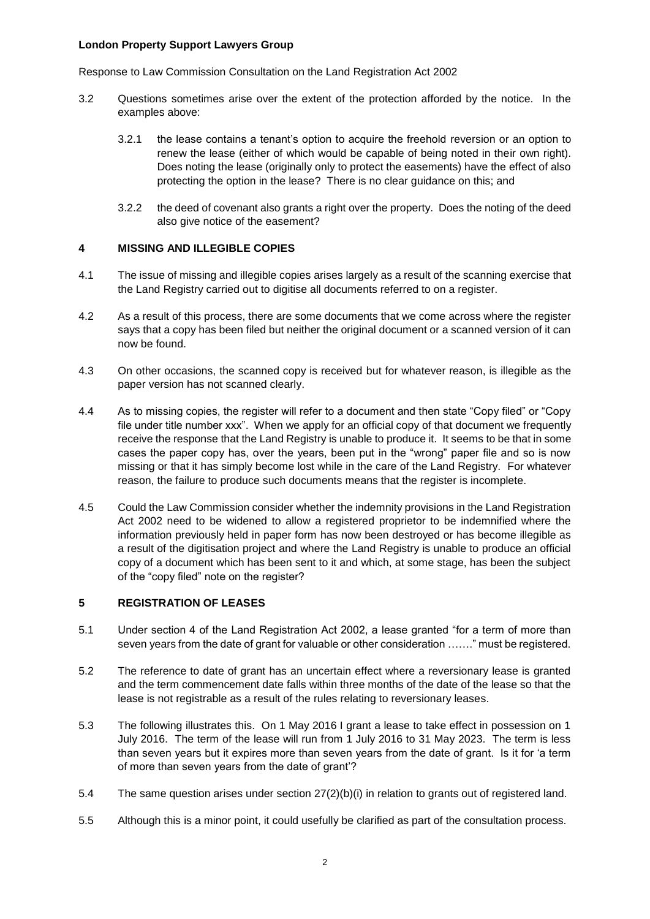3.2 Questions sometimes arise over the extent of the protection afforded by the notice. In the examples above:

3.2.1 the lease contains a tenant's option to acquire the freehold reversion or an option to renew the lease (either of which would be capable of being noted in their own right). Does noting the lease (originally only to protect the easements) have the effect of also protecting the option in the lease? There is no clear guidance on this; and

3.2.2 the deed of covenant also grants a right over the property. Does the noting of the deed also give notice of the easement?

## 4 MISSING AND ILLEGIBLE COPIES

4.1 The issue of missing and illegible copies arises largely as a result of the scanning exercise that the Land Registry carried out to digitise all documents referred to on a register.

4.2 As a result of this process, there are some documents that we come across where the register says that a copy has been filed but neither the original document or a scanned version of it can now be found.

4.3 On other occasions, the scanned copy is received but for whatever reason, is illegible as the paper version has not scanned clearly.

4.4 As to missing copies, the register will refer to a document and then state "Copy filed" or "Copy file under title number xxx". When we apply for an official copy of that document we frequently receive the response that the Land Registry is unable to produce it. It seems to be that in some cases the paper copy has, over the years, been put in the "wrong" paper file and so is now missing or that it has simply become lost while in the care of the Land Registry. For whatever reason, the failure to produce such documents means that the register is incomplete.

4.5 Could the Law Commission consider whether the indemnity provisions in the Land Registration Act 2002 need to be widened to allow a registered proprietor to be indemnified where the information previously held in paper form has now been destroyed or has become illegible as a result of the digitisation project and where the Land Registry is unable to produce an official copy of a document which has been sent to it and which, at some stage, has been the subject of the "copy filed" note on the register?

## 5 REGISTRATION OF LEASES

5.1 Under section 4 of the Land Registration Act 2002, a lease granted "for a term of more than seven years from the date of grant for valuable or other consideration ……." must be registered.

5.2 The reference to date of grant has an uncertain effect where a reversionary lease is granted and the term commencement date falls within three months of the date of the lease so that the lease is not registrable as a result of the rules relating to reversionary leases.

5.3 The following illustrates this. On 1 May 2016 I grant a lease to take effect in possession on 1 July 2016. The term of the lease will run from 1 July 2016 to 31 May 2023. The term is less than seven years but it expires more than seven years from the date of grant. Is it for 'a term of more than seven years from the date of grant'?

5.4 The same question arises under section 27(2)(b)(i) in relation to grants out of registered land.

5.5 Although this is a minor point, it could usefully be clarified as part of the consultation process.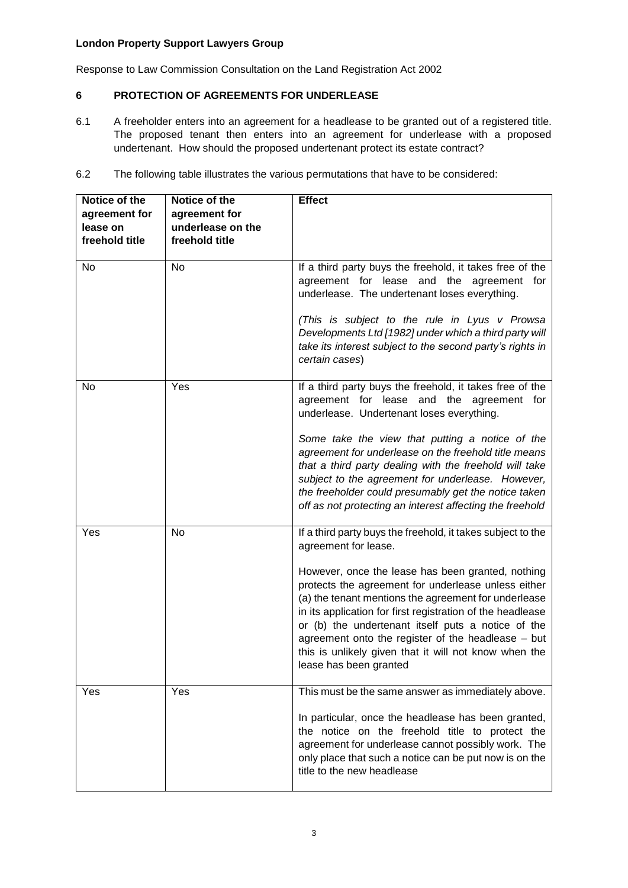**London Property Support Lawyers Group**

Response to Law Commission Consultation on the Land Registration Act 2002

## 6 PROTECTION OF AGREEMENTS FOR UNDERLEASE

6.1 A freeholder enters into an agreement for a headlease to be granted out of a registered title. The proposed tenant then enters into an agreement for underlease with a proposed undertenant. How should the proposed undertenant protect its estate contract?

6.2 The following table illustrates the various permutations that have to be considered:

| Notice of the agreement for lease on freehold title | Notice of the agreement for underlease on the freehold title | Effect |
|---|---|---|
| No | No | If a third party buys the freehold, it takes free of the agreement for lease and the agreement for underlease. The undertenant loses everything.<br><br>*(This is subject to the rule in Lyus v Prowsa Developments Ltd [1982] under which a third party will take its interest subject to the second party's rights in certain cases*) |
| No | Yes | If a third party buys the freehold, it takes free of the agreement for lease and the agreement for underlease. Undertenant loses everything.<br><br>*Some take the view that putting a notice of the agreement for underlease on the freehold title means that a third party dealing with the freehold will take subject to the agreement for underlease. However, the freeholder could presumably get the notice taken off as not protecting an interest affecting the freehold* |
| Yes | No | If a third party buys the freehold, it takes subject to the agreement for lease.<br><br>However, once the lease has been granted, nothing protects the agreement for underlease unless either (a) the tenant mentions the agreement for underlease in its application for first registration of the headlease or (b) the undertenant itself puts a notice of the agreement onto the register of the headlease – but this is unlikely given that it will not know when the lease has been granted |
| Yes | Yes | This must be the same answer as immediately above.<br><br>In particular, once the headlease has been granted, the notice on the freehold title to protect the agreement for underlease cannot possibly work. The only place that such a notice can be put now is on the title to the new headlease |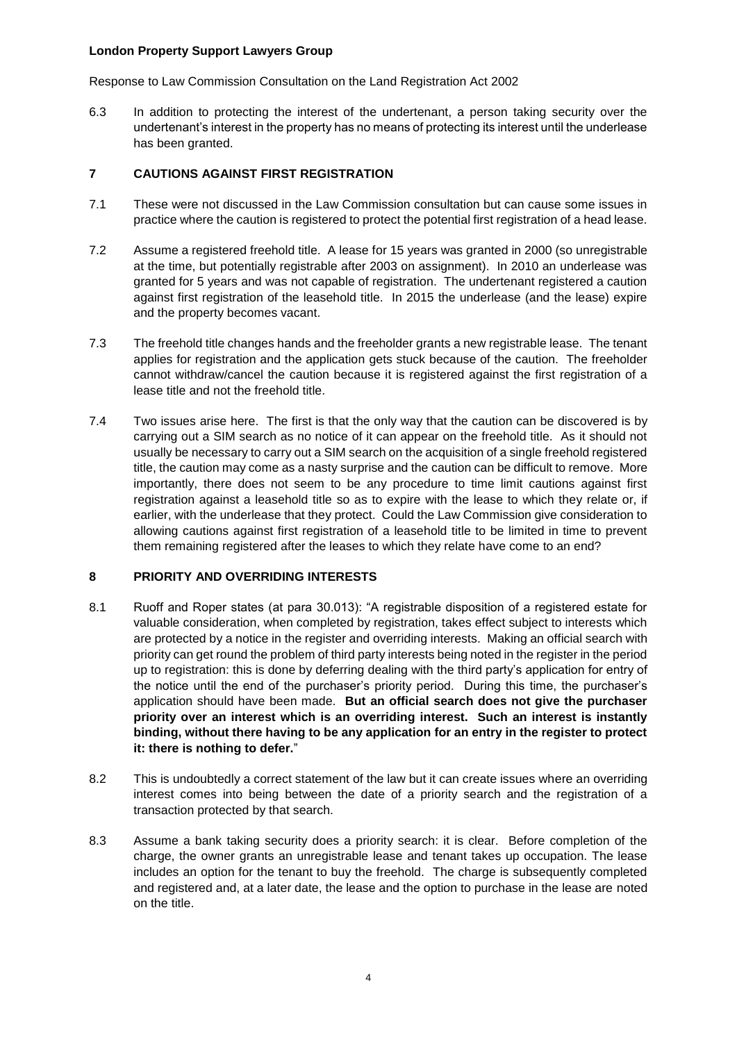6.3 In addition to protecting the interest of the undertenant, a person taking security over the undertenant's interest in the property has no means of protecting its interest until the underlease has been granted.

## 7 CAUTIONS AGAINST FIRST REGISTRATION

7.1 These were not discussed in the Law Commission consultation but can cause some issues in practice where the caution is registered to protect the potential first registration of a head lease.

7.2 Assume a registered freehold title. A lease for 15 years was granted in 2000 (so unregistrable at the time, but potentially registrable after 2003 on assignment). In 2010 an underlease was granted for 5 years and was not capable of registration. The undertenant registered a caution against first registration of the leasehold title. In 2015 the underlease (and the lease) expire and the property becomes vacant.

7.3 The freehold title changes hands and the freeholder grants a new registrable lease. The tenant applies for registration and the application gets stuck because of the caution. The freeholder cannot withdraw/cancel the caution because it is registered against the first registration of a lease title and not the freehold title.

7.4 Two issues arise here. The first is that the only way that the caution can be discovered is by carrying out a SIM search as no notice of it can appear on the freehold title. As it should not usually be necessary to carry out a SIM search on the acquisition of a single freehold registered title, the caution may come as a nasty surprise and the caution can be difficult to remove. More importantly, there does not seem to be any procedure to time limit cautions against first registration against a leasehold title so as to expire with the lease to which they relate or, if earlier, with the underlease that they protect. Could the Law Commission give consideration to allowing cautions against first registration of a leasehold title to be limited in time to prevent them remaining registered after the leases to which they relate have come to an end?

## 8 PRIORITY AND OVERRIDING INTERESTS

8.1 Ruoff and Roper states (at para 30.013): "A registrable disposition of a registered estate for valuable consideration, when completed by registration, takes effect subject to interests which are protected by a notice in the register and overriding interests. Making an official search with priority can get round the problem of third party interests being noted in the register in the period up to registration: this is done by deferring dealing with the third party's application for entry of the notice until the end of the purchaser's priority period. During this time, the purchaser's application should have been made. **But an official search does not give the purchaser priority over an interest which is an overriding interest. Such an interest is instantly binding, without there having to be any application for an entry in the register to protect it: there is nothing to defer.**"

8.2 This is undoubtedly a correct statement of the law but it can create issues where an overriding interest comes into being between the date of a priority search and the registration of a transaction protected by that search.

8.3 Assume a bank taking security does a priority search: it is clear. Before completion of the charge, the owner grants an unregistrable lease and tenant takes up occupation. The lease includes an option for the tenant to buy the freehold. The charge is subsequently completed and registered and, at a later date, the lease and the option to purchase in the lease are noted on the title.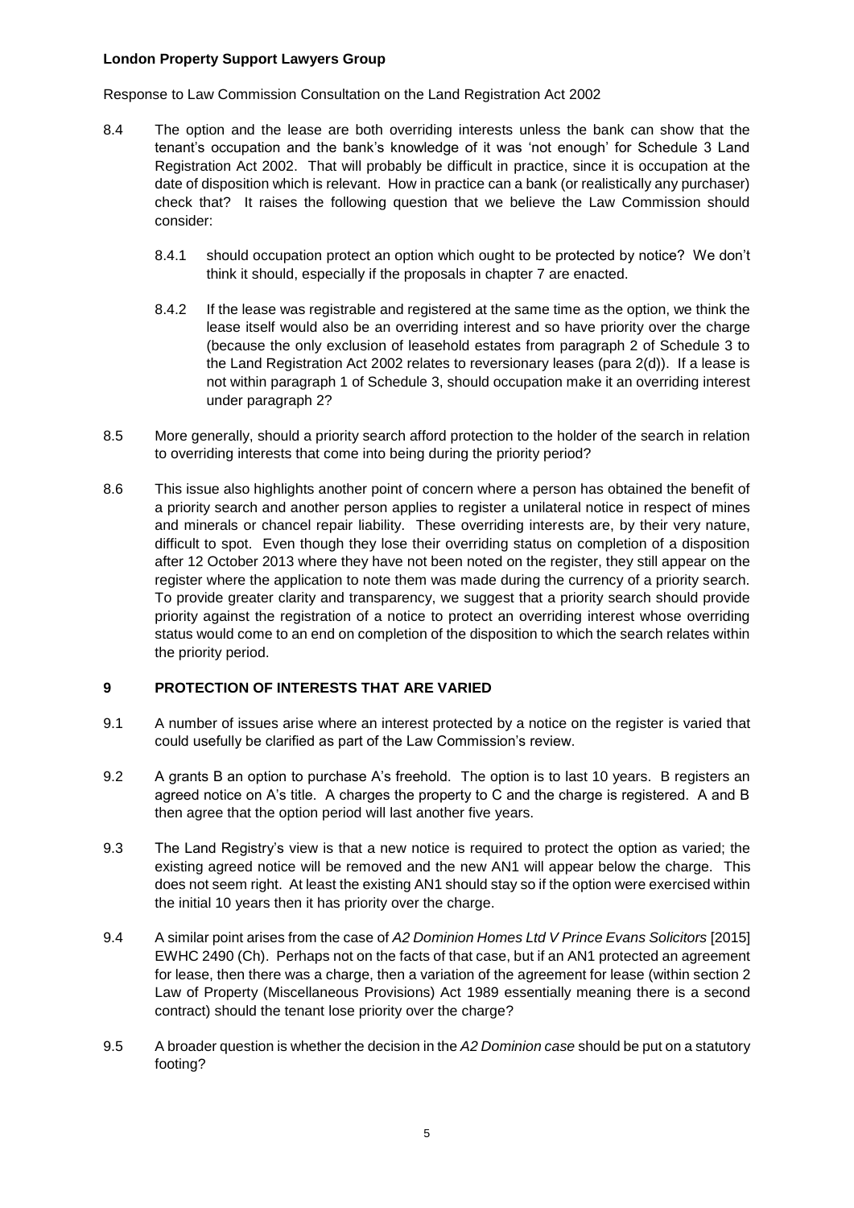8.4 The option and the lease are both overriding interests unless the bank can show that the tenant's occupation and the bank's knowledge of it was 'not enough' for Schedule 3 Land Registration Act 2002. That will probably be difficult in practice, since it is occupation at the date of disposition which is relevant. How in practice can a bank (or realistically any purchaser) check that? It raises the following question that we believe the Law Commission should consider:

8.4.1 should occupation protect an option which ought to be protected by notice? We don't think it should, especially if the proposals in chapter 7 are enacted.

8.4.2 If the lease was registrable and registered at the same time as the option, we think the lease itself would also be an overriding interest and so have priority over the charge (because the only exclusion of leasehold estates from paragraph 2 of Schedule 3 to the Land Registration Act 2002 relates to reversionary leases (para 2(d)). If a lease is not within paragraph 1 of Schedule 3, should occupation make it an overriding interest under paragraph 2?

8.5 More generally, should a priority search afford protection to the holder of the search in relation to overriding interests that come into being during the priority period?

8.6 This issue also highlights another point of concern where a person has obtained the benefit of a priority search and another person applies to register a unilateral notice in respect of mines and minerals or chancel repair liability. These overriding interests are, by their very nature, difficult to spot. Even though they lose their overriding status on completion of a disposition after 12 October 2013 where they have not been noted on the register, they still appear on the register where the application to note them was made during the currency of a priority search. To provide greater clarity and transparency, we suggest that a priority search should provide priority against the registration of a notice to protect an overriding interest whose overriding status would come to an end on completion of the disposition to which the search relates within the priority period.

## 9 PROTECTION OF INTERESTS THAT ARE VARIED

9.1 A number of issues arise where an interest protected by a notice on the register is varied that could usefully be clarified as part of the Law Commission's review.

9.2 A grants B an option to purchase A's freehold. The option is to last 10 years. B registers an agreed notice on A's title. A charges the property to C and the charge is registered. A and B then agree that the option period will last another five years.

9.3 The Land Registry's view is that a new notice is required to protect the option as varied; the existing agreed notice will be removed and the new AN1 will appear below the charge. This does not seem right. At least the existing AN1 should stay so if the option were exercised within the initial 10 years then it has priority over the charge.

9.4 A similar point arises from the case of *A2 Dominion Homes Ltd V Prince Evans Solicitors* [2015] EWHC 2490 (Ch). Perhaps not on the facts of that case, but if an AN1 protected an agreement for lease, then there was a charge, then a variation of the agreement for lease (within section 2 Law of Property (Miscellaneous Provisions) Act 1989 essentially meaning there is a second contract) should the tenant lose priority over the charge?

9.5 A broader question is whether the decision in the *A2 Dominion case* should be put on a statutory footing?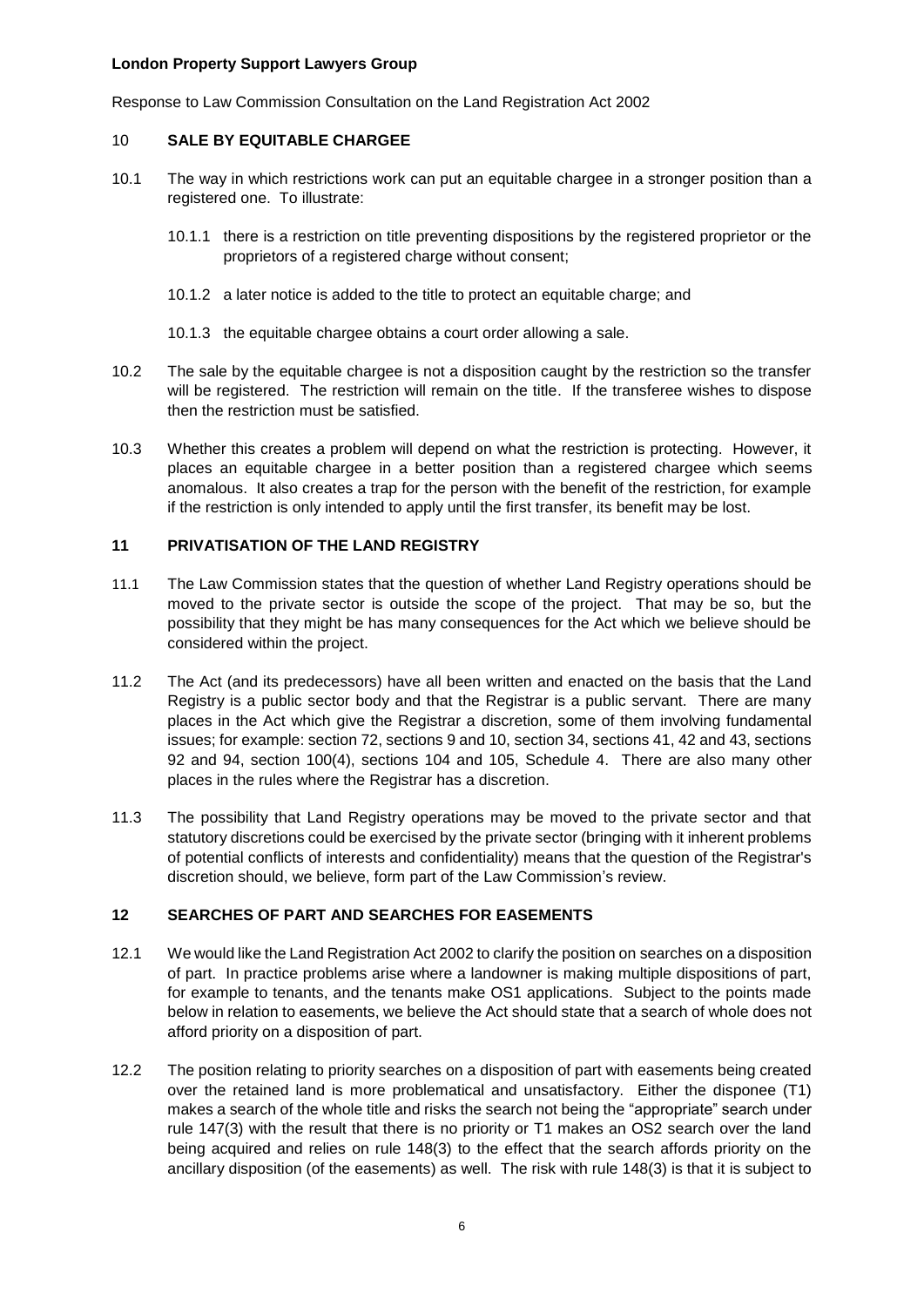**London Property Support Lawyers Group**

Response to Law Commission Consultation on the Land Registration Act 2002

## 10 SALE BY EQUITABLE CHARGEE

10.1 The way in which restrictions work can put an equitable chargee in a stronger position than a registered one. To illustrate:

10.1.1 there is a restriction on title preventing dispositions by the registered proprietor or the proprietors of a registered charge without consent;

10.1.2 a later notice is added to the title to protect an equitable charge; and

10.1.3 the equitable chargee obtains a court order allowing a sale.

10.2 The sale by the equitable chargee is not a disposition caught by the restriction so the transfer will be registered. The restriction will remain on the title. If the transferee wishes to dispose then the restriction must be satisfied.

10.3 Whether this creates a problem will depend on what the restriction is protecting. However, it places an equitable chargee in a better position than a registered chargee which seems anomalous. It also creates a trap for the person with the benefit of the restriction, for example if the restriction is only intended to apply until the first transfer, its benefit may be lost.

## 11 PRIVATISATION OF THE LAND REGISTRY

11.1 The Law Commission states that the question of whether Land Registry operations should be moved to the private sector is outside the scope of the project. That may be so, but the possibility that they might be has many consequences for the Act which we believe should be considered within the project.

11.2 The Act (and its predecessors) have all been written and enacted on the basis that the Land Registry is a public sector body and that the Registrar is a public servant. There are many places in the Act which give the Registrar a discretion, some of them involving fundamental issues; for example: section 72, sections 9 and 10, section 34, sections 41, 42 and 43, sections 92 and 94, section 100(4), sections 104 and 105, Schedule 4. There are also many other places in the rules where the Registrar has a discretion.

11.3 The possibility that Land Registry operations may be moved to the private sector and that statutory discretions could be exercised by the private sector (bringing with it inherent problems of potential conflicts of interests and confidentiality) means that the question of the Registrar's discretion should, we believe, form part of the Law Commission's review.

## 12 SEARCHES OF PART AND SEARCHES FOR EASEMENTS

12.1 We would like the Land Registration Act 2002 to clarify the position on searches on a disposition of part. In practice problems arise where a landowner is making multiple dispositions of part, for example to tenants, and the tenants make OS1 applications. Subject to the points made below in relation to easements, we believe the Act should state that a search of whole does not afford priority on a disposition of part.

12.2 The position relating to priority searches on a disposition of part with easements being created over the retained land is more problematical and unsatisfactory. Either the disponee (T1) makes a search of the whole title and risks the search not being the "appropriate" search under rule 147(3) with the result that there is no priority or T1 makes an OS2 search over the land being acquired and relies on rule 148(3) to the effect that the search affords priority on the ancillary disposition (of the easements) as well. The risk with rule 148(3) is that it is subject to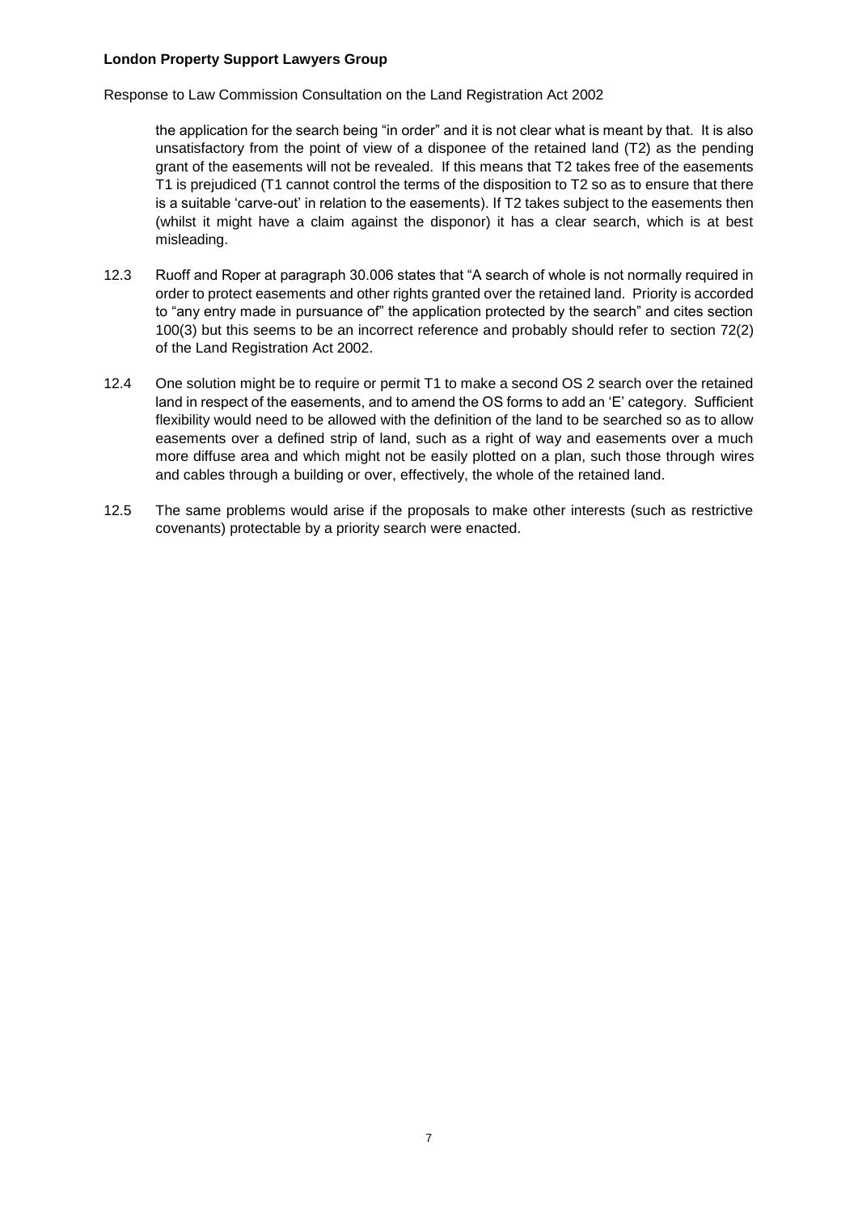the application for the search being "in order" and it is not clear what is meant by that. It is also unsatisfactory from the point of view of a disponee of the retained land (T2) as the pending grant of the easements will not be revealed. If this means that T2 takes free of the easements T1 is prejudiced (T1 cannot control the terms of the disposition to T2 so as to ensure that there is a suitable 'carve-out' in relation to the easements). If T2 takes subject to the easements then (whilst it might have a claim against the disponor) it has a clear search, which is at best misleading.

12.3 Ruoff and Roper at paragraph 30.006 states that "A search of whole is not normally required in order to protect easements and other rights granted over the retained land. Priority is accorded to "any entry made in pursuance of" the application protected by the search" and cites section 100(3) but this seems to be an incorrect reference and probably should refer to section 72(2) of the Land Registration Act 2002.

12.4 One solution might be to require or permit T1 to make a second OS 2 search over the retained land in respect of the easements, and to amend the OS forms to add an 'E' category. Sufficient flexibility would need to be allowed with the definition of the land to be searched so as to allow easements over a defined strip of land, such as a right of way and easements over a much more diffuse area and which might not be easily plotted on a plan, such those through wires and cables through a building or over, effectively, the whole of the retained land.

12.5 The same problems would arise if the proposals to make other interests (such as restrictive covenants) protectable by a priority search were enacted.